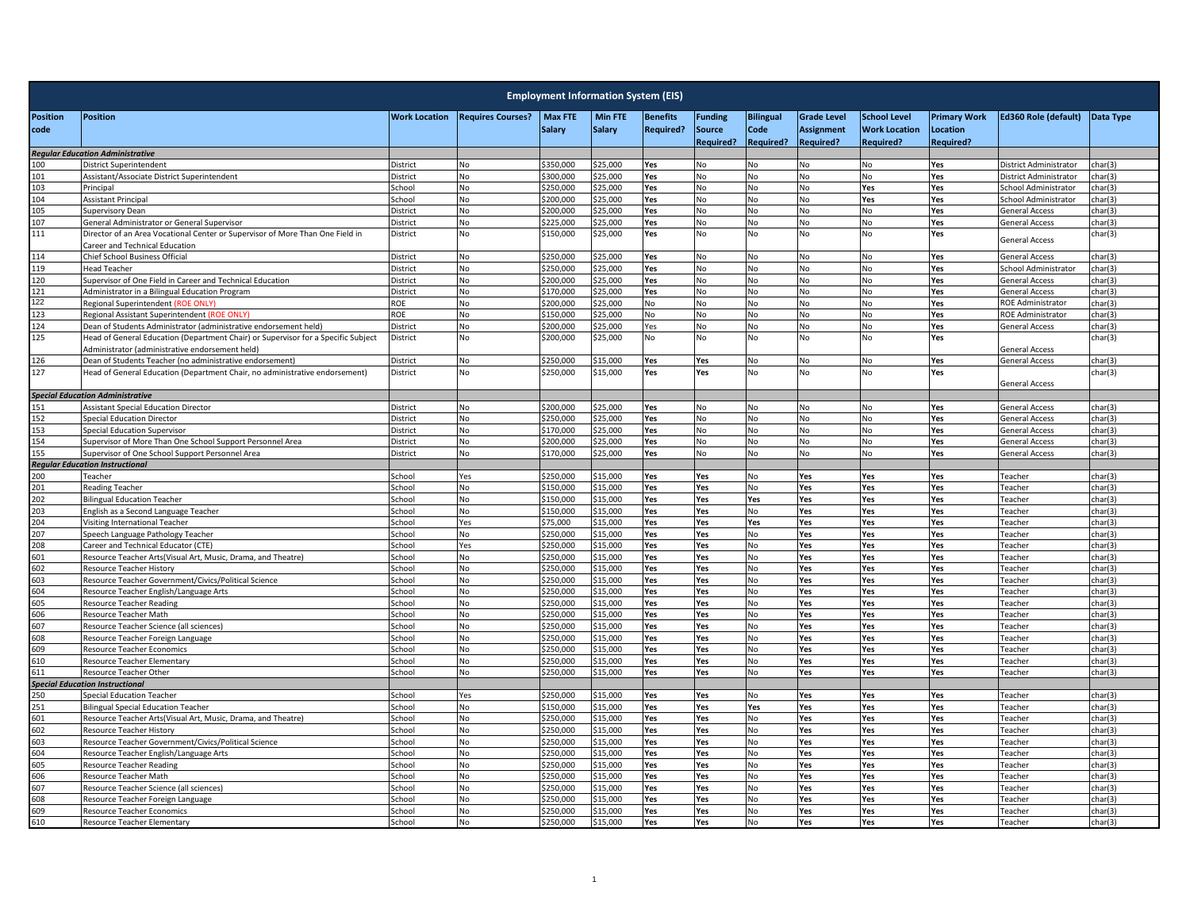| Employment Information System (EIS) | | | | | | | | | | | | | | |
|---|---|---|---|---|---|---|---|---|---|---|---|---|---|---|
| **Position code** | **Position** | **Work Location** | **Requires Courses?** | **Max FTE Salary** | **Min FTE Salary** | **Benefits Required?** | **Funding Source Required?** | **Bilingual Code Required?** | **Grade Level Assignment Required?** | **School Level Work Location Required?** | **Primary Work Location Required?** | **Ed360 Role (default)** | **Data Type** |
| ***Regular Education Administrative*** | | | | | | | | | | | | | |
| 100 | District Superintendent | District | No | $350,000 | $25,000 | Yes | No | No | No | No | Yes | District Administrator | char(3) |
| 101 | Assistant/Associate District Superintendent | District | No | $300,000 | $25,000 | Yes | No | No | No | No | Yes | District Administrator | char(3) |
| 103 | Principal | School | No | $250,000 | $25,000 | Yes | No | No | No | Yes | Yes | School Administrator | char(3) |
| 104 | Assistant Principal | School | No | $200,000 | $25,000 | Yes | No | No | No | Yes | Yes | School Administrator | char(3) |
| 105 | Supervisory Dean | District | No | $200,000 | $25,000 | Yes | No | No | No | No | Yes | General Access | char(3) |
| 107 | General Administrator or General Supervisor | District | No | $225,000 | $25,000 | Yes | No | No | No | No | Yes | General Access | char(3) |
| 111 | Director of an Area Vocational Center or Supervisor of More Than One Field in Career and Technical Education | District | No | $150,000 | $25,000 | Yes | No | No | No | No | Yes | General Access | char(3) |
| 114 | Chief School Business Official | District | No | $250,000 | $25,000 | Yes | No | No | No | No | Yes | General Access | char(3) |
| 119 | Head Teacher | District | No | $250,000 | $25,000 | Yes | No | No | No | No | Yes | School Administrator | char(3) |
| 120 | Supervisor of One Field in Career and Technical Education | District | No | $200,000 | $25,000 | Yes | No | No | No | No | Yes | General Access | char(3) |
| 121 | Administrator in a Bilingual Education Program | District | No | $170,000 | $25,000 | Yes | No | No | No | No | Yes | General Access | char(3) |
| 122 | Regional Superintendent (ROE ONLY) | ROE | No | $200,000 | $25,000 | No | No | No | No | No | Yes | ROE Administrator | char(3) |
| 123 | Regional Assistant Superintendent (ROE ONLY) | ROE | No | $150,000 | $25,000 | No | No | No | No | No | Yes | ROE Administrator | char(3) |
| 124 | Dean of Students Administrator (administrative endorsement held) | District | No | $200,000 | $25,000 | Yes | No | No | No | No | Yes | General Access | char(3) |
| 125 | Head of General Education (Department Chair) or Supervisor for a Specific Subject Administrator (administrative endorsement held) | District | No | $200,000 | $25,000 | No | No | No | No | No | Yes | General Access | char(3) |
| 126 | Dean of Students Teacher (no administrative endorsement) | District | No | $250,000 | $15,000 | Yes | Yes | No | No | No | Yes | General Access | char(3) |
| 127 | Head of General Education (Department Chair, no administrative endorsement) | District | No | $250,000 | $15,000 | Yes | Yes | No | No | No | Yes | General Access | char(3) |
| ***Special Education Administrative*** | | | | | | | | | | | | | |
| 151 | Assistant Special Education Director | District | No | $200,000 | $25,000 | Yes | No | No | No | No | Yes | General Access | char(3) |
| 152 | Special Education Director | District | No | $250,000 | $25,000 | Yes | No | No | No | No | Yes | General Access | char(3) |
| 153 | Special Education Supervisor | District | No | $170,000 | $25,000 | Yes | No | No | No | No | Yes | General Access | char(3) |
| 154 | Supervisor of More Than One School Support Personnel Area | District | No | $200,000 | $25,000 | Yes | No | No | No | No | Yes | General Access | char(3) |
| 155 | Supervisor of One School Support Personnel Area | District | No | $170,000 | $25,000 | Yes | No | No | No | No | Yes | General Access | char(3) |
| ***Regular Education Instructional*** | | | | | | | | | | | | | |
| 200 | Teacher | School | Yes | $250,000 | $15,000 | Yes | Yes | No | Yes | Yes | Yes | Teacher | char(3) |
| 201 | Reading Teacher | School | No | $150,000 | $15,000 | Yes | Yes | No | Yes | Yes | Yes | Teacher | char(3) |
| 202 | Bilingual Education Teacher | School | No | $150,000 | $15,000 | Yes | Yes | Yes | Yes | Yes | Yes | Teacher | char(3) |
| 203 | English as a Second Language Teacher | School | No | $150,000 | $15,000 | Yes | Yes | No | Yes | Yes | Yes | Teacher | char(3) |
| 204 | Visiting International Teacher | School | Yes | $75,000 | $15,000 | Yes | Yes | Yes | Yes | Yes | Yes | Teacher | char(3) |
| 207 | Speech Language Pathology Teacher | School | No | $250,000 | $15,000 | Yes | Yes | No | Yes | Yes | Yes | Teacher | char(3) |
| 208 | Career and Technical Educator (CTE) | School | Yes | $250,000 | $15,000 | Yes | Yes | No | Yes | Yes | Yes | Teacher | char(3) |
| 601 | Resource Teacher Arts(Visual Art, Music, Drama, and Theatre) | School | No | $250,000 | $15,000 | Yes | Yes | No | Yes | Yes | Yes | Teacher | char(3) |
| 602 | Resource Teacher History | School | No | $250,000 | $15,000 | Yes | Yes | No | Yes | Yes | Yes | Teacher | char(3) |
| 603 | Resource Teacher Government/Civics/Political Science | School | No | $250,000 | $15,000 | Yes | Yes | No | Yes | Yes | Yes | Teacher | char(3) |
| 604 | Resource Teacher English/Language Arts | School | No | $250,000 | $15,000 | Yes | Yes | No | Yes | Yes | Yes | Teacher | char(3) |
| 605 | Resource Teacher Reading | School | No | $250,000 | $15,000 | Yes | Yes | No | Yes | Yes | Yes | Teacher | char(3) |
| 606 | Resource Teacher Math | School | No | $250,000 | $15,000 | Yes | Yes | No | Yes | Yes | Yes | Teacher | char(3) |
| 607 | Resource Teacher Science (all sciences) | School | No | $250,000 | $15,000 | Yes | Yes | No | Yes | Yes | Yes | Teacher | char(3) |
| 608 | Resource Teacher Foreign Language | School | No | $250,000 | $15,000 | Yes | Yes | No | Yes | Yes | Yes | Teacher | char(3) |
| 609 | Resource Teacher Economics | School | No | $250,000 | $15,000 | Yes | Yes | No | Yes | Yes | Yes | Teacher | char(3) |
| 610 | Resource Teacher Elementary | School | No | $250,000 | $15,000 | Yes | Yes | No | Yes | Yes | Yes | Teacher | char(3) |
| 611 | Resource Teacher Other | School | No | $250,000 | $15,000 | Yes | Yes | No | Yes | Yes | Yes | Teacher | char(3) |
| ***Special Education Instructional*** | | | | | | | | | | | | | |
| 250 | Special Education Teacher | School | Yes | $250,000 | $15,000 | Yes | Yes | No | Yes | Yes | Yes | Teacher | char(3) |
| 251 | Bilingual Special Education Teacher | School | No | $150,000 | $15,000 | Yes | Yes | Yes | Yes | Yes | Yes | Teacher | char(3) |
| 601 | Resource Teacher Arts(Visual Art, Music, Drama, and Theatre) | School | No | $250,000 | $15,000 | Yes | Yes | No | Yes | Yes | Yes | Teacher | char(3) |
| 602 | Resource Teacher History | School | No | $250,000 | $15,000 | Yes | Yes | No | Yes | Yes | Yes | Teacher | char(3) |
| 603 | Resource Teacher Government/Civics/Political Science | School | No | $250,000 | $15,000 | Yes | Yes | No | Yes | Yes | Yes | Teacher | char(3) |
| 604 | Resource Teacher English/Language Arts | School | No | $250,000 | $15,000 | Yes | Yes | No | Yes | Yes | Yes | Teacher | char(3) |
| 605 | Resource Teacher Reading | School | No | $250,000 | $15,000 | Yes | Yes | No | Yes | Yes | Yes | Teacher | char(3) |
| 606 | Resource Teacher Math | School | No | $250,000 | $15,000 | Yes | Yes | No | Yes | Yes | Yes | Teacher | char(3) |
| 607 | Resource Teacher Science (all sciences) | School | No | $250,000 | $15,000 | Yes | Yes | No | Yes | Yes | Yes | Teacher | char(3) |
| 608 | Resource Teacher Foreign Language | School | No | $250,000 | $15,000 | Yes | Yes | No | Yes | Yes | Yes | Teacher | char(3) |
| 609 | Resource Teacher Economics | School | No | $250,000 | $15,000 | Yes | Yes | No | Yes | Yes | Yes | Teacher | char(3) |
| 610 | Resource Teacher Elementary | School | No | $250,000 | $15,000 | Yes | Yes | No | Yes | Yes | Yes | Teacher | char(3) |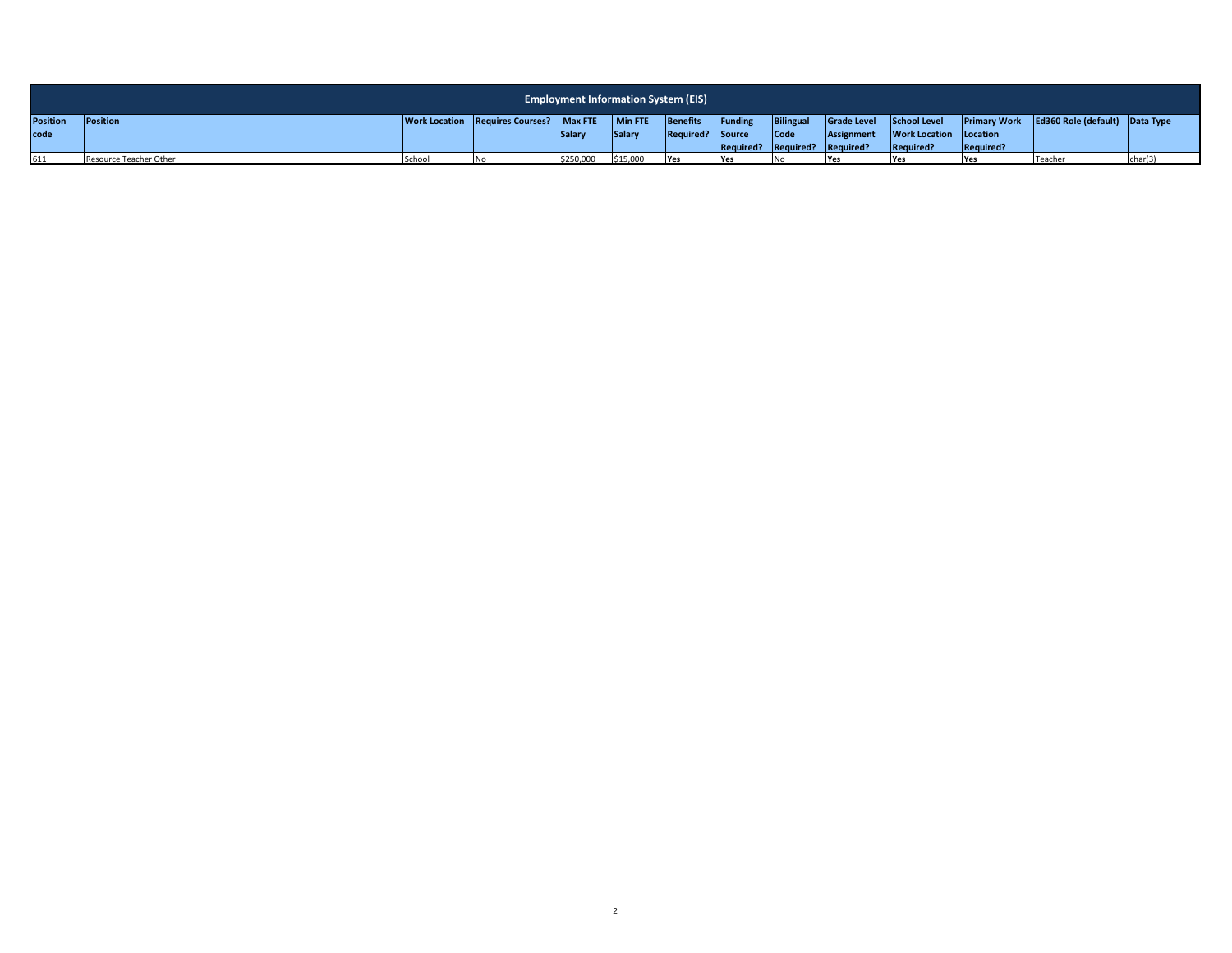| Employment Information System (EIS) | | | | | | | | | | | | | | |
|---|---|---|---|---|---|---|---|---|---|---|---|---|---|---|
| **Position code** | **Position** | **Work Location** | **Requires Courses?** | **Max FTE Salary** | **Min FTE Salary** | **Benefits Required?** | **Funding Source Required?** | **Bilingual Code Required?** | **Grade Level Assignment Required?** | **School Level Work Location Required?** | **Primary Work Location Required?** | **Ed360 Role (default)** | **Data Type** |
| 611 | Resource Teacher Other | School | No | $250,000 | $15,000 | Yes | Yes | No | Yes | Yes | Yes | Teacher | char(3) |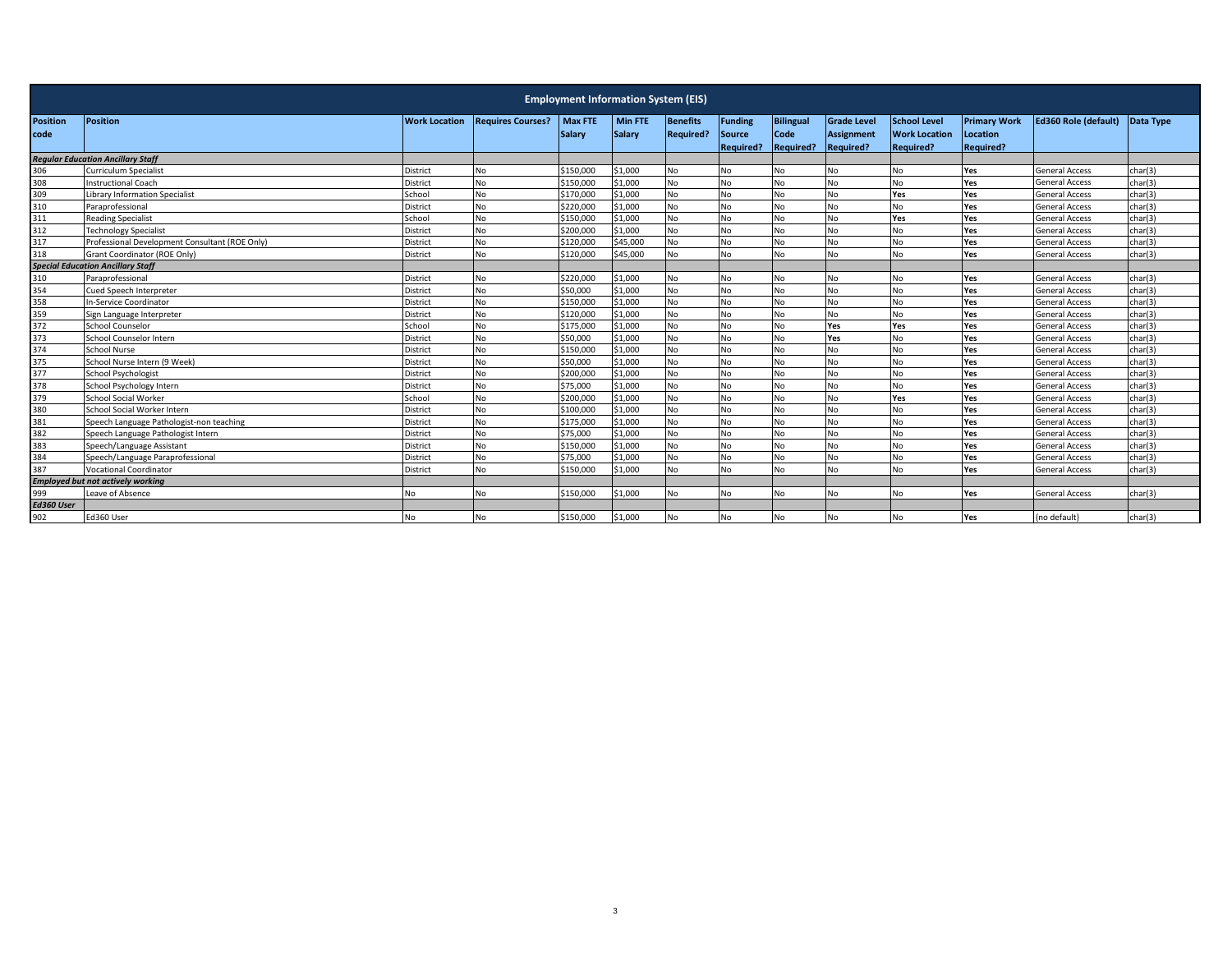| Employment Information System (EIS) | | | | | | | | | | | | | | |
|---|---|---|---|---|---|---|---|---|---|---|---|---|---|---|
| **Position code** | **Position** | **Work Location** | **Requires Courses?** | **Max FTE Salary** | **Min FTE Salary** | **Benefits Required?** | **Funding Source Required?** | **Bilingual Code Required?** | **Grade Level Assignment Required?** | **School Level Work Location Required?** | **Primary Work Location Required?** | **Ed360 Role (default)** | **Data Type** |
| ***Regular Education Ancillary Staff*** | | | | | | | | | | | | | |
| 306 | Curriculum Specialist | District | No | $150,000 | $1,000 | No | No | No | No | No | **Yes** | General Access | char(3) |
| 308 | Instructional Coach | District | No | $150,000 | $1,000 | No | No | No | No | No | **Yes** | General Access | char(3) |
| 309 | Library Information Specialist | School | No | $170,000 | $1,000 | No | No | No | No | **Yes** | **Yes** | General Access | char(3) |
| 310 | Paraprofessional | District | No | $220,000 | $1,000 | No | No | No | No | No | **Yes** | General Access | char(3) |
| 311 | Reading Specialist | School | No | $150,000 | $1,000 | No | No | No | No | **Yes** | **Yes** | General Access | char(3) |
| 312 | Technology Specialist | District | No | $200,000 | $1,000 | No | No | No | No | No | **Yes** | General Access | char(3) |
| 317 | Professional Development Consultant (ROE Only) | District | No | $120,000 | $45,000 | No | No | No | No | No | **Yes** | General Access | char(3) |
| 318 | Grant Coordinator (ROE Only) | District | No | $120,000 | $45,000 | No | No | No | No | No | **Yes** | General Access | char(3) |
| ***Special Education Ancillary Staff*** | | | | | | | | | | | | | |
| 310 | Paraprofessional | District | No | $220,000 | $1,000 | No | No | No | No | No | **Yes** | General Access | char(3) |
| 354 | Cued Speech Interpreter | District | No | $50,000 | $1,000 | No | No | No | No | No | **Yes** | General Access | char(3) |
| 358 | In-Service Coordinator | District | No | $150,000 | $1,000 | No | No | No | No | No | **Yes** | General Access | char(3) |
| 359 | Sign Language Interpreter | District | No | $120,000 | $1,000 | No | No | No | No | No | **Yes** | General Access | char(3) |
| 372 | School Counselor | School | No | $175,000 | $1,000 | No | No | No | **Yes** | **Yes** | **Yes** | General Access | char(3) |
| 373 | School Counselor Intern | District | No | $50,000 | $1,000 | No | No | No | **Yes** | No | **Yes** | General Access | char(3) |
| 374 | School Nurse | District | No | $150,000 | $1,000 | No | No | No | No | No | **Yes** | General Access | char(3) |
| 375 | School Nurse Intern (9 Week) | District | No | $50,000 | $1,000 | No | No | No | No | No | **Yes** | General Access | char(3) |
| 377 | School Psychologist | District | No | $200,000 | $1,000 | No | No | No | No | No | **Yes** | General Access | char(3) |
| 378 | School Psychology Intern | District | No | $75,000 | $1,000 | No | No | No | No | No | **Yes** | General Access | char(3) |
| 379 | School Social Worker | School | No | $200,000 | $1,000 | No | No | No | No | **Yes** | **Yes** | General Access | char(3) |
| 380 | School Social Worker Intern | District | No | $100,000 | $1,000 | No | No | No | No | No | **Yes** | General Access | char(3) |
| 381 | Speech Language Pathologist-non teaching | District | No | $175,000 | $1,000 | No | No | No | No | No | **Yes** | General Access | char(3) |
| 382 | Speech Language Pathologist Intern | District | No | $75,000 | $1,000 | No | No | No | No | No | **Yes** | General Access | char(3) |
| 383 | Speech/Language Assistant | District | No | $150,000 | $1,000 | No | No | No | No | No | **Yes** | General Access | char(3) |
| 384 | Speech/Language Paraprofessional | District | No | $75,000 | $1,000 | No | No | No | No | No | **Yes** | General Access | char(3) |
| 387 | Vocational Coordinator | District | No | $150,000 | $1,000 | No | No | No | No | No | **Yes** | General Access | char(3) |
| ***Employed but not actively working*** | | | | | | | | | | | | | |
| 999 | Leave of Absence | No | No | $150,000 | $1,000 | No | No | No | No | No | **Yes** | General Access | char(3) |
| ***Ed360 User*** | | | | | | | | | | | | | |
| 902 | Ed360 User | No | No | $150,000 | $1,000 | No | No | No | No | No | **Yes** | (no default) | char(3) |